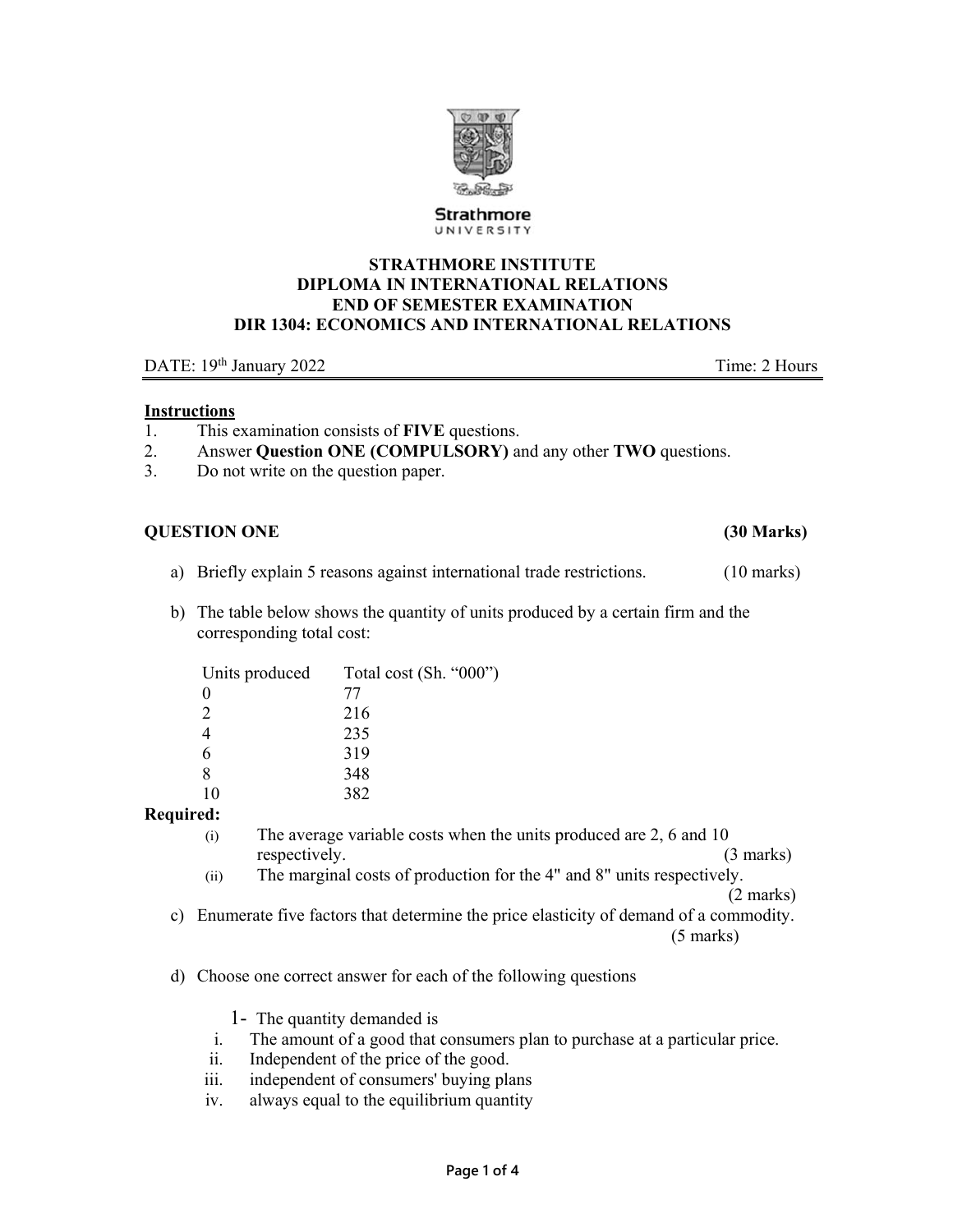**STRATHMORE INSTITUTE**
**DIPLOMA IN INTERNATIONAL RELATIONS**
**END OF SEMESTER EXAMINATION**
**DIR 1304: ECONOMICS AND INTERNATIONAL RELATIONS**

DATE: 19th January 2022 Time: 2 Hours

**Instructions**

1. This examination consists of **FIVE** questions.
2. Answer **Question ONE (COMPULSORY)** and any other **TWO** questions.
3. Do not write on the question paper.

**QUESTION ONE (30 Marks)**

a) Briefly explain 5 reasons against international trade restrictions. (10 marks)

b) The table below shows the quantity of units produced by a certain firm and the corresponding total cost:

| Units produced | Total cost (Sh. "000") |
|---|---|
| 0 | 77 |
| 2 | 216 |
| 4 | 235 |
| 6 | 319 |
| 8 | 348 |
| 10 | 382 |

**Required:**

(i) The average variable costs when the units produced are 2, 6 and 10 respectively. (3 marks)

(ii) The marginal costs of production for the 4" and 8" units respectively. (2 marks)

c) Enumerate five factors that determine the price elasticity of demand of a commodity. (5 marks)

d) Choose one correct answer for each of the following questions

1- The quantity demanded is

i. The amount of a good that consumers plan to purchase at a particular price.
ii. Independent of the price of the good.
iii. independent of consumers' buying plans
iv. always equal to the equilibrium quantity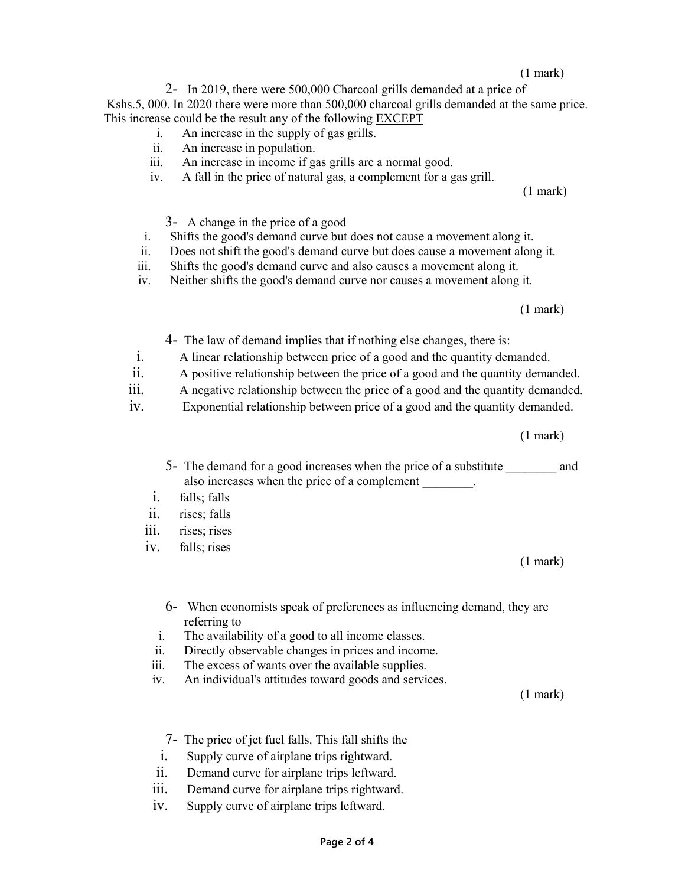(1 mark)

2- In 2019, there were 500,000 Charcoal grills demanded at a price of Kshs.5, 000. In 2020 there were more than 500,000 charcoal grills demanded at the same price. This increase could be the result any of the following EXCEPT

i. An increase in the supply of gas grills.
ii. An increase in population.
iii. An increase in income if gas grills are a normal good.
iv. A fall in the price of natural gas, a complement for a gas grill.

(1 mark)

3- A change in the price of a good

i. Shifts the good's demand curve but does not cause a movement along it.
ii. Does not shift the good's demand curve but does cause a movement along it.
iii. Shifts the good's demand curve and also causes a movement along it.
iv. Neither shifts the good's demand curve nor causes a movement along it.

(1 mark)

4- The law of demand implies that if nothing else changes, there is:

i. A linear relationship between price of a good and the quantity demanded.
ii. A positive relationship between the price of a good and the quantity demanded.
iii. A negative relationship between the price of a good and the quantity demanded.
iv. Exponential relationship between price of a good and the quantity demanded.

(1 mark)

5- The demand for a good increases when the price of a substitute ________ and also increases when the price of a complement ________.

i. falls; falls
ii. rises; falls
iii. rises; rises
iv. falls; rises

(1 mark)

6- When economists speak of preferences as influencing demand, they are referring to

i. The availability of a good to all income classes.
ii. Directly observable changes in prices and income.
iii. The excess of wants over the available supplies.
iv. An individual's attitudes toward goods and services.

(1 mark)

7- The price of jet fuel falls. This fall shifts the

i. Supply curve of airplane trips rightward.
ii. Demand curve for airplane trips leftward.
iii. Demand curve for airplane trips rightward.
iv. Supply curve of airplane trips leftward.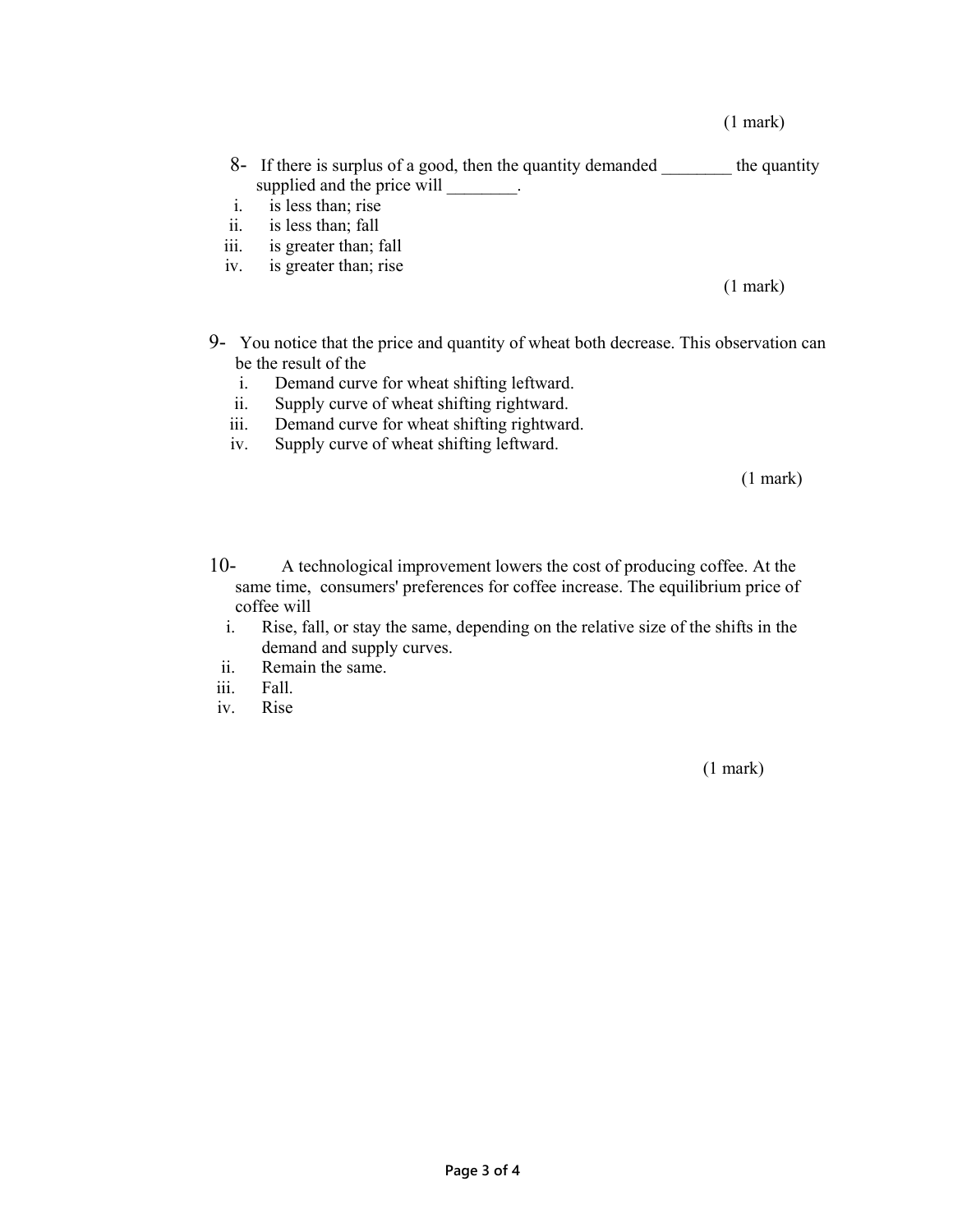(1 mark)

8- If there is surplus of a good, then the quantity demanded ________ the quantity supplied and the price will ________.

i. is less than; rise
ii. is less than; fall
iii. is greater than; fall
iv. is greater than; rise

(1 mark)

9- You notice that the price and quantity of wheat both decrease. This observation can be the result of the

i. Demand curve for wheat shifting leftward.
ii. Supply curve of wheat shifting rightward.
iii. Demand curve for wheat shifting rightward.
iv. Supply curve of wheat shifting leftward.

(1 mark)

10- A technological improvement lowers the cost of producing coffee. At the same time, consumers' preferences for coffee increase. The equilibrium price of coffee will

i. Rise, fall, or stay the same, depending on the relative size of the shifts in the demand and supply curves.
ii. Remain the same.
iii. Fall.
iv. Rise

(1 mark)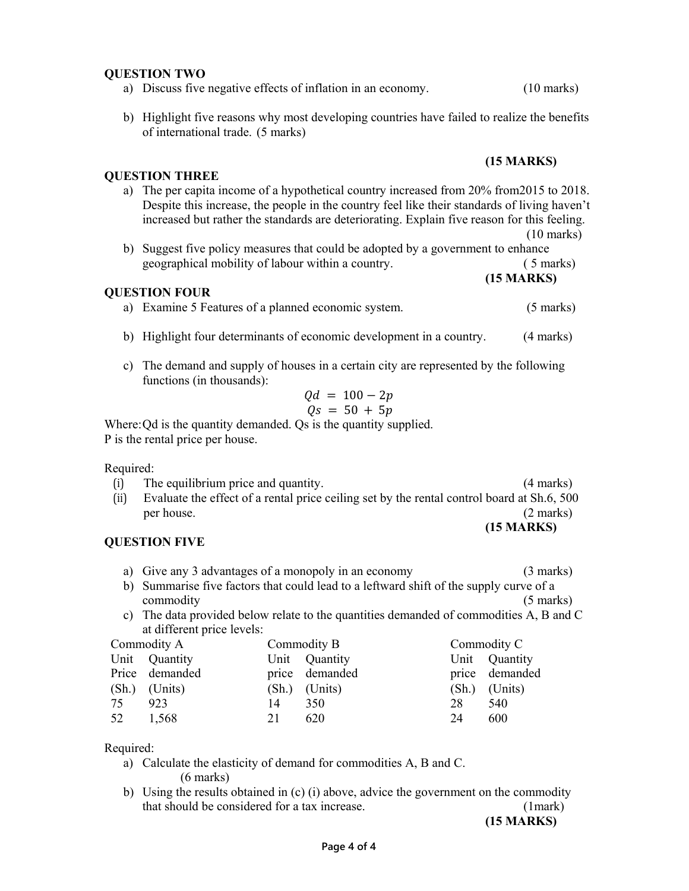**QUESTION TWO**

a) Discuss five negative effects of inflation in an economy. (10 marks)

b) Highlight five reasons why most developing countries have failed to realize the benefits of international trade. (5 marks)

**(15 MARKS)**

**QUESTION THREE**

a) The per capita income of a hypothetical country increased from 20% from2015 to 2018. Despite this increase, the people in the country feel like their standards of living haven't increased but rather the standards are deteriorating. Explain five reason for this feeling. (10 marks)

b) Suggest five policy measures that could be adopted by a government to enhance geographical mobility of labour within a country. ( 5 marks)

**(15 MARKS)**

**QUESTION FOUR**

a) Examine 5 Features of a planned economic system. (5 marks)

b) Highlight four determinants of economic development in a country. (4 marks)

c) The demand and supply of houses in a certain city are represented by the following functions (in thousands):

$$Qd = 100 - 2p$$
$$Qs = 50 + 5p$$

Where: Qd is the quantity demanded. Qs is the quantity supplied.
P is the rental price per house.

Required:

(i) The equilibrium price and quantity. (4 marks)

(ii) Evaluate the effect of a rental price ceiling set by the rental control board at Sh.6, 500 per house. (2 marks)

**(15 MARKS)**

**QUESTION FIVE**

a) Give any 3 advantages of a monopoly in an economy (3 marks)

b) Summarise five factors that could lead to a leftward shift of the supply curve of a commodity (5 marks)

c) The data provided below relate to the quantities demanded of commodities A, B and C at different price levels:

| Commodity A | | Commodity B | | Commodity C | |
|---|---|---|---|---|---|
| Unit Price (Sh.) | Quantity demanded (Units) | Unit price (Sh.) | Quantity demanded (Units) | Unit price (Sh.) | Quantity demanded (Units) |
| 75 | 923 | 14 | 350 | 28 | 540 |
| 52 | 1,568 | 21 | 620 | 24 | 600 |

Required:

a) Calculate the elasticity of demand for commodities A, B and C. (6 marks)

b) Using the results obtained in (c) (i) above, advice the government on the commodity that should be considered for a tax increase. (1mark)

**(15 MARKS)**